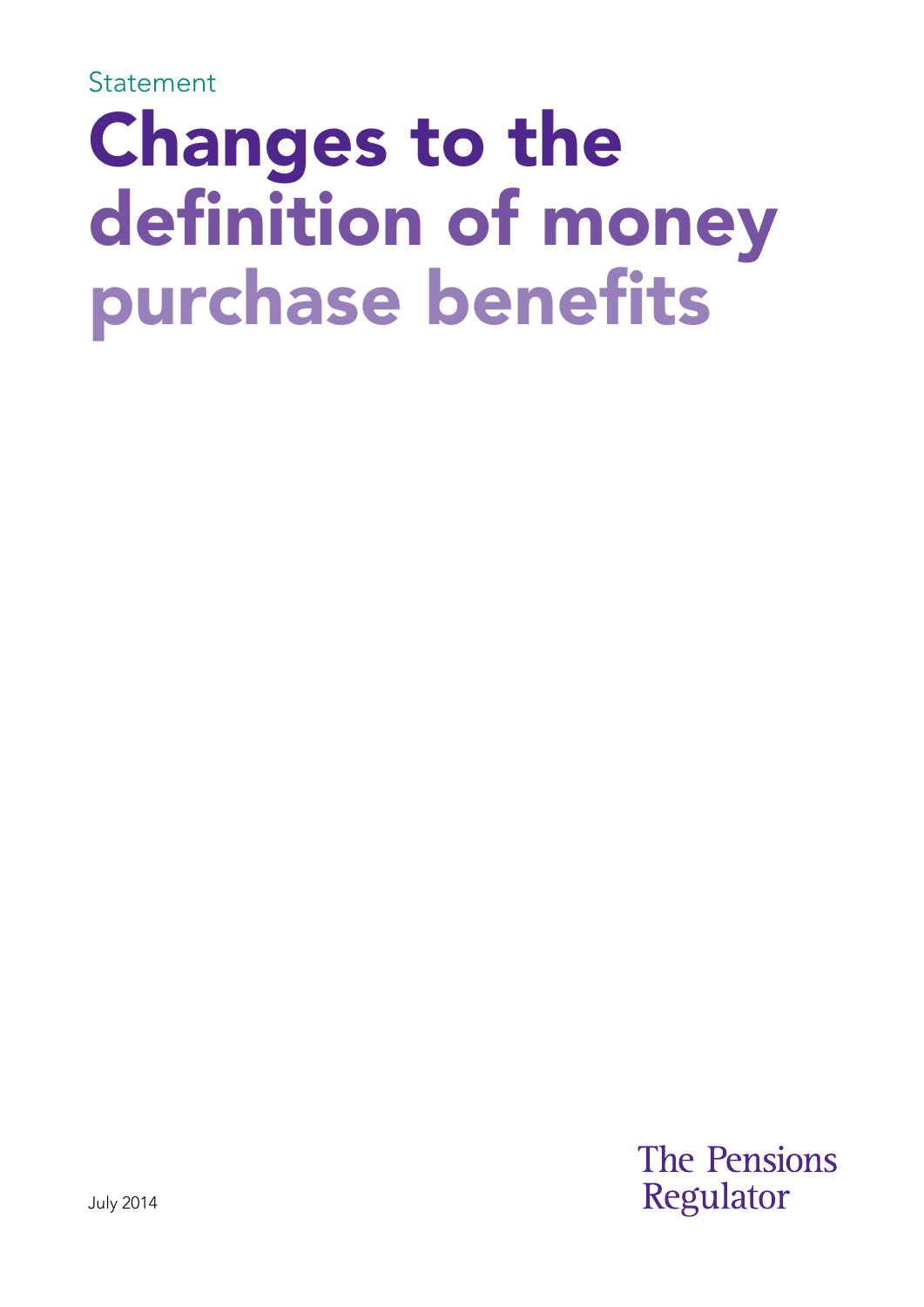Statement

# Changes to the definition of money purchase benefits

July 2014

The Pensions Regulator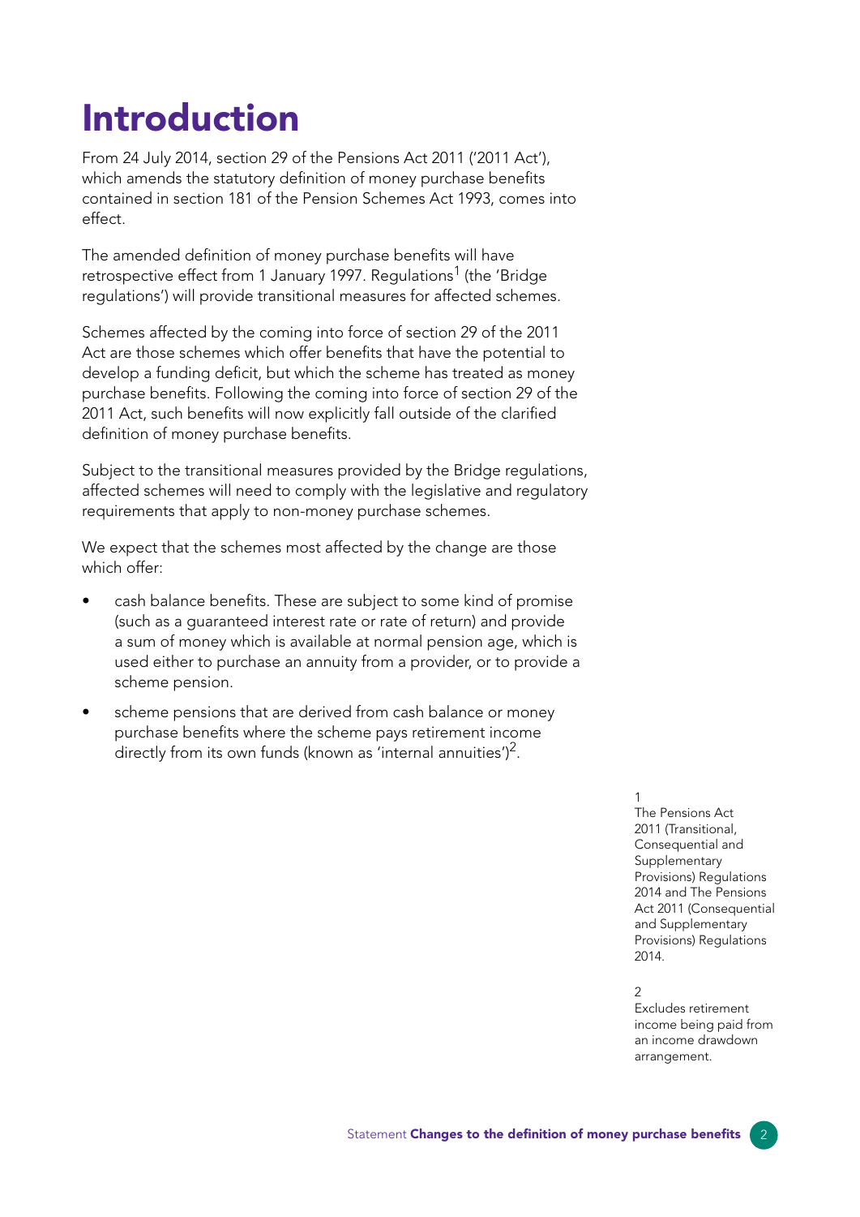# Introduction

From 24 July 2014, section 29 of the Pensions Act 2011 ('2011 Act'), which amends the statutory definition of money purchase benefits contained in section 181 of the Pension Schemes Act 1993, comes into effect.

The amended definition of money purchase benefits will have retrospective effect from 1 January 1997. Regulations[1] (the 'Bridge regulations') will provide transitional measures for affected schemes.

Schemes affected by the coming into force of section 29 of the 2011 Act are those schemes which offer benefits that have the potential to develop a funding deficit, but which the scheme has treated as money purchase benefits. Following the coming into force of section 29 of the 2011 Act, such benefits will now explicitly fall outside of the clarified definition of money purchase benefits.

Subject to the transitional measures provided by the Bridge regulations, affected schemes will need to comply with the legislative and regulatory requirements that apply to non-money purchase schemes.

We expect that the schemes most affected by the change are those which offer:

- cash balance benefits. These are subject to some kind of promise (such as a guaranteed interest rate or rate of return) and provide a sum of money which is available at normal pension age, which is used either to purchase an annuity from a provider, or to provide a scheme pension.
- scheme pensions that are derived from cash balance or money purchase benefits where the scheme pays retirement income directly from its own funds (known as 'internal annuities')[2].

[1] The Pensions Act 2011 (Transitional, Consequential and Supplementary Provisions) Regulations 2014 and The Pensions Act 2011 (Consequential and Supplementary Provisions) Regulations 2014.

[2] Excludes retirement income being paid from an income drawdown arrangement.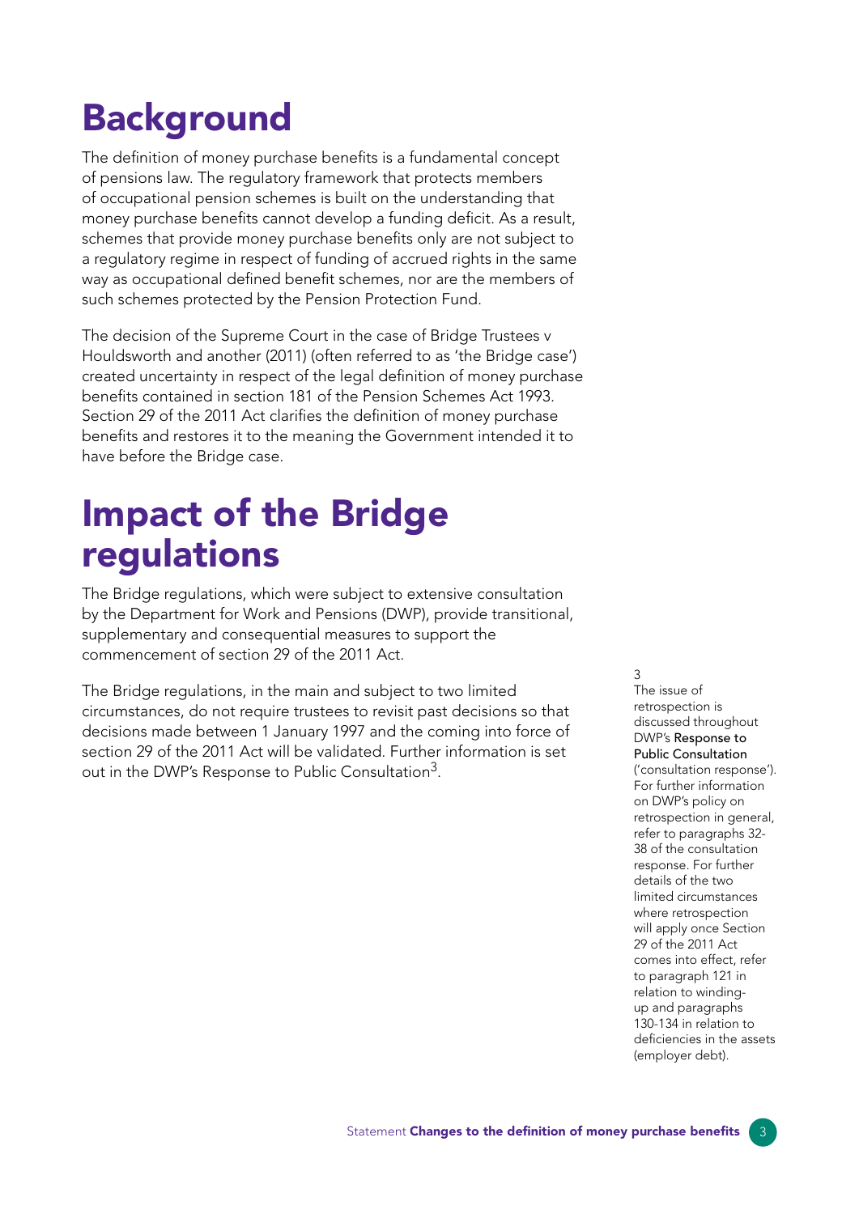# Background

The definition of money purchase benefits is a fundamental concept of pensions law. The regulatory framework that protects members of occupational pension schemes is built on the understanding that money purchase benefits cannot develop a funding deficit. As a result, schemes that provide money purchase benefits only are not subject to a regulatory regime in respect of funding of accrued rights in the same way as occupational defined benefit schemes, nor are the members of such schemes protected by the Pension Protection Fund.

The decision of the Supreme Court in the case of Bridge Trustees v Houldsworth and another (2011) (often referred to as 'the Bridge case') created uncertainty in respect of the legal definition of money purchase benefits contained in section 181 of the Pension Schemes Act 1993. Section 29 of the 2011 Act clarifies the definition of money purchase benefits and restores it to the meaning the Government intended it to have before the Bridge case.

# Impact of the Bridge regulations

The Bridge regulations, which were subject to extensive consultation by the Department for Work and Pensions (DWP), provide transitional, supplementary and consequential measures to support the commencement of section 29 of the 2011 Act.

The Bridge regulations, in the main and subject to two limited circumstances, do not require trustees to revisit past decisions so that decisions made between 1 January 1997 and the coming into force of section 29 of the 2011 Act will be validated. Further information is set out in the DWP's Response to Public Consultation[3].

[3] The issue of retrospection is discussed throughout DWP's **Response to Public Consultation** ('consultation response'). For further information on DWP's policy on retrospection in general, refer to paragraphs 32-38 of the consultation response. For further details of the two limited circumstances where retrospection will apply once Section 29 of the 2011 Act comes into effect, refer to paragraph 121 in relation to winding-up and paragraphs 130-134 in relation to deficiencies in the assets (employer debt).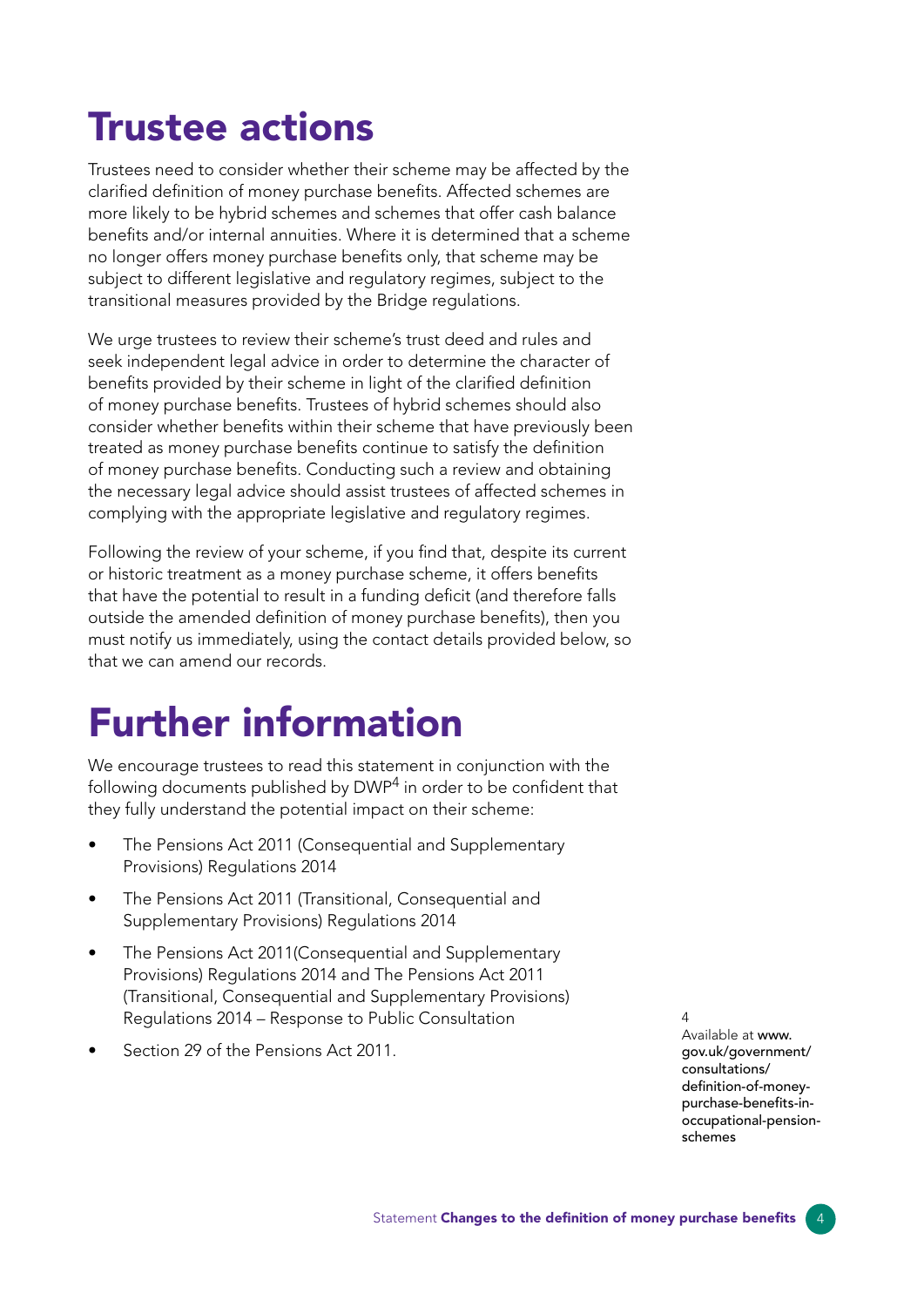# Trustee actions

Trustees need to consider whether their scheme may be affected by the clarified definition of money purchase benefits. Affected schemes are more likely to be hybrid schemes and schemes that offer cash balance benefits and/or internal annuities. Where it is determined that a scheme no longer offers money purchase benefits only, that scheme may be subject to different legislative and regulatory regimes, subject to the transitional measures provided by the Bridge regulations.

We urge trustees to review their scheme's trust deed and rules and seek independent legal advice in order to determine the character of benefits provided by their scheme in light of the clarified definition of money purchase benefits. Trustees of hybrid schemes should also consider whether benefits within their scheme that have previously been treated as money purchase benefits continue to satisfy the definition of money purchase benefits. Conducting such a review and obtaining the necessary legal advice should assist trustees of affected schemes in complying with the appropriate legislative and regulatory regimes.

Following the review of your scheme, if you find that, despite its current or historic treatment as a money purchase scheme, it offers benefits that have the potential to result in a funding deficit (and therefore falls outside the amended definition of money purchase benefits), then you must notify us immediately, using the contact details provided below, so that we can amend our records.

# Further information

We encourage trustees to read this statement in conjunction with the following documents published by DWP[4] in order to be confident that they fully understand the potential impact on their scheme:

- The Pensions Act 2011 (Consequential and Supplementary Provisions) Regulations 2014
- The Pensions Act 2011 (Transitional, Consequential and Supplementary Provisions) Regulations 2014
- The Pensions Act 2011(Consequential and Supplementary Provisions) Regulations 2014 and The Pensions Act 2011 (Transitional, Consequential and Supplementary Provisions) Regulations 2014 – Response to Public Consultation
- Section 29 of the Pensions Act 2011.

4 Available at **www.gov.uk/government/consultations/definition-of-money-purchase-benefits-in-occupational-pension-schemes**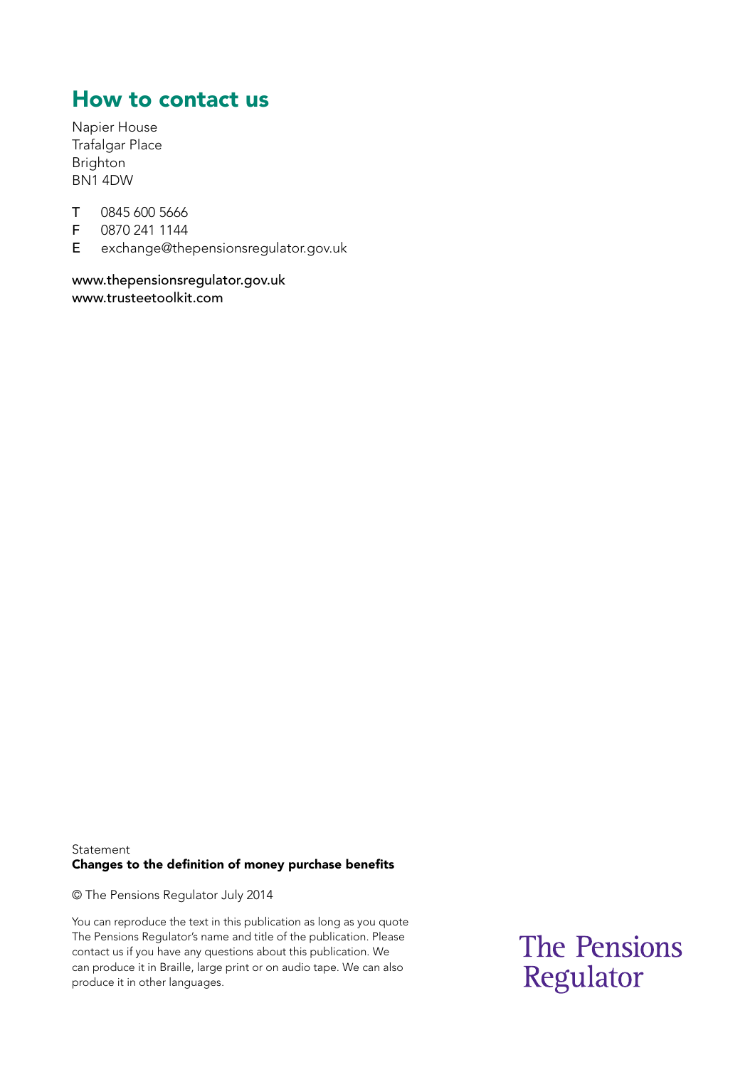## How to contact us

Napier House
Trafalgar Place
Brighton
BN1 4DW

**T** 0845 600 5666
**F** 0870 241 1144
**E** exchange@thepensionsregulator.gov.uk

www.thepensionsregulator.gov.uk
www.trusteetoolkit.com

Statement
**Changes to the definition of money purchase benefits**

© The Pensions Regulator July 2014

You can reproduce the text in this publication as long as you quote The Pensions Regulator's name and title of the publication. Please contact us if you have any questions about this publication. We can produce it in Braille, large print or on audio tape. We can also produce it in other languages.

The Pensions Regulator